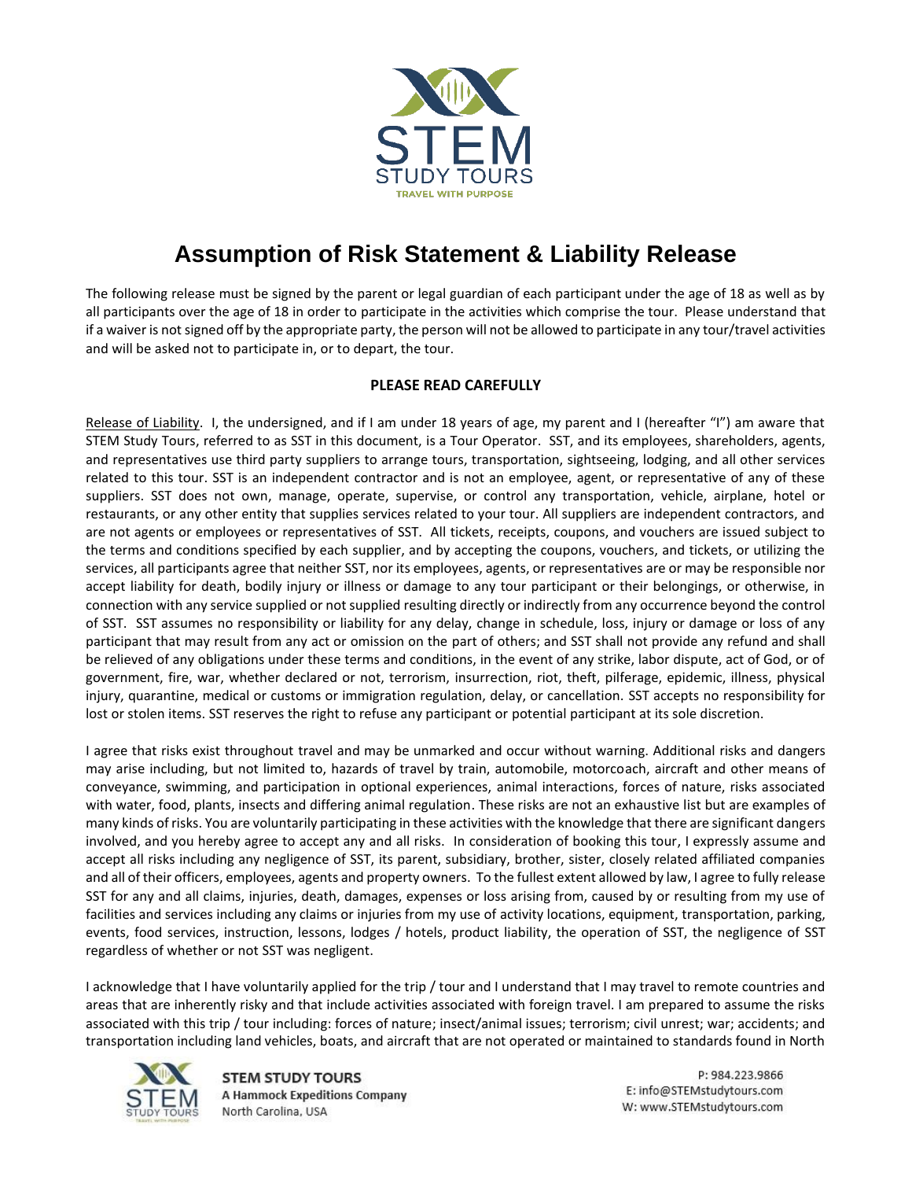# Assumption of Risk Statement & Liability Release

The following release must be signed by the parent or legal guardian of each participant under the age of 18 as well as by all participants over the age of 18 in order to participate in the activities which comprise the tour. Please understand that if a waiver is not signed off by the appropriate party, the person will not be allowed to participate in any tour/travel activities and will be asked not to participate in, or to depart, the tour.

**PLEASE READ CAREFULLY**

Release of Liability. I, the undersigned, and if I am under 18 years of age, my parent and I (hereafter "I") am aware that STEM Study Tours, referred to as SST in this document, is a Tour Operator. SST, and its employees, shareholders, agents, and representatives use third party suppliers to arrange tours, transportation, sightseeing, lodging, and all other services related to this tour. SST is an independent contractor and is not an employee, agent, or representative of any of these suppliers. SST does not own, manage, operate, supervise, or control any transportation, vehicle, airplane, hotel or restaurants, or any other entity that supplies services related to your tour. All suppliers are independent contractors, and are not agents or employees or representatives of SST. All tickets, receipts, coupons, and vouchers are issued subject to the terms and conditions specified by each supplier, and by accepting the coupons, vouchers, and tickets, or utilizing the services, all participants agree that neither SST, nor its employees, agents, or representatives are or may be responsible nor accept liability for death, bodily injury or illness or damage to any tour participant or their belongings, or otherwise, in connection with any service supplied or not supplied resulting directly or indirectly from any occurrence beyond the control of SST. SST assumes no responsibility or liability for any delay, change in schedule, loss, injury or damage or loss of any participant that may result from any act or omission on the part of others; and SST shall not provide any refund and shall be relieved of any obligations under these terms and conditions, in the event of any strike, labor dispute, act of God, or of government, fire, war, whether declared or not, terrorism, insurrection, riot, theft, pilferage, epidemic, illness, physical injury, quarantine, medical or customs or immigration regulation, delay, or cancellation. SST accepts no responsibility for lost or stolen items. SST reserves the right to refuse any participant or potential participant at its sole discretion.

I agree that risks exist throughout travel and may be unmarked and occur without warning. Additional risks and dangers may arise including, but not limited to, hazards of travel by train, automobile, motorcoach, aircraft and other means of conveyance, swimming, and participation in optional experiences, animal interactions, forces of nature, risks associated with water, food, plants, insects and differing animal regulation. These risks are not an exhaustive list but are examples of many kinds of risks. You are voluntarily participating in these activities with the knowledge that there are significant dangers involved, and you hereby agree to accept any and all risks. In consideration of booking this tour, I expressly assume and accept all risks including any negligence of SST, its parent, subsidiary, brother, sister, closely related affiliated companies and all of their officers, employees, agents and property owners. To the fullest extent allowed by law, I agree to fully release SST for any and all claims, injuries, death, damages, expenses or loss arising from, caused by or resulting from my use of facilities and services including any claims or injuries from my use of activity locations, equipment, transportation, parking, events, food services, instruction, lessons, lodges / hotels, product liability, the operation of SST, the negligence of SST regardless of whether or not SST was negligent.

I acknowledge that I have voluntarily applied for the trip / tour and I understand that I may travel to remote countries and areas that are inherently risky and that include activities associated with foreign travel. I am prepared to assume the risks associated with this trip / tour including: forces of nature; insect/animal issues; terrorism; civil unrest; war; accidents; and transportation including land vehicles, boats, and aircraft that are not operated or maintained to standards found in North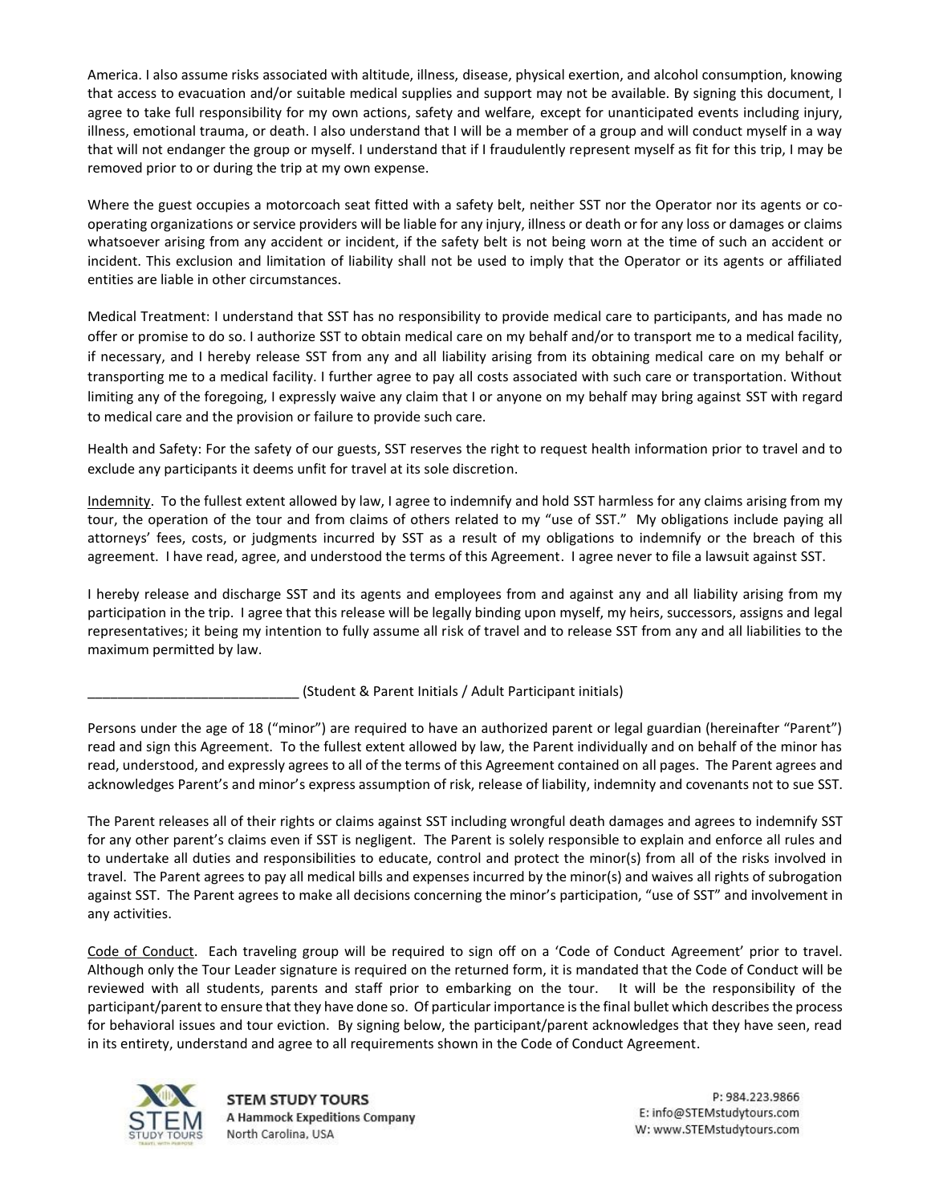America. I also assume risks associated with altitude, illness, disease, physical exertion, and alcohol consumption, knowing that access to evacuation and/or suitable medical supplies and support may not be available. By signing this document, I agree to take full responsibility for my own actions, safety and welfare, except for unanticipated events including injury, illness, emotional trauma, or death. I also understand that I will be a member of a group and will conduct myself in a way that will not endanger the group or myself. I understand that if I fraudulently represent myself as fit for this trip, I may be removed prior to or during the trip at my own expense.

Where the guest occupies a motorcoach seat fitted with a safety belt, neither SST nor the Operator nor its agents or co-operating organizations or service providers will be liable for any injury, illness or death or for any loss or damages or claims whatsoever arising from any accident or incident, if the safety belt is not being worn at the time of such an accident or incident. This exclusion and limitation of liability shall not be used to imply that the Operator or its agents or affiliated entities are liable in other circumstances.

Medical Treatment: I understand that SST has no responsibility to provide medical care to participants, and has made no offer or promise to do so. I authorize SST to obtain medical care on my behalf and/or to transport me to a medical facility, if necessary, and I hereby release SST from any and all liability arising from its obtaining medical care on my behalf or transporting me to a medical facility. I further agree to pay all costs associated with such care or transportation. Without limiting any of the foregoing, I expressly waive any claim that I or anyone on my behalf may bring against SST with regard to medical care and the provision or failure to provide such care.

Health and Safety: For the safety of our guests, SST reserves the right to request health information prior to travel and to exclude any participants it deems unfit for travel at its sole discretion.

<u>Indemnity</u>. To the fullest extent allowed by law, I agree to indemnify and hold SST harmless for any claims arising from my tour, the operation of the tour and from claims of others related to my "use of SST." My obligations include paying all attorneys' fees, costs, or judgments incurred by SST as a result of my obligations to indemnify or the breach of this agreement. I have read, agree, and understood the terms of this Agreement. I agree never to file a lawsuit against SST.

I hereby release and discharge SST and its agents and employees from and against any and all liability arising from my participation in the trip. I agree that this release will be legally binding upon myself, my heirs, successors, assigns and legal representatives; it being my intention to fully assume all risk of travel and to release SST from any and all liabilities to the maximum permitted by law.

_____________________________ (Student & Parent Initials / Adult Participant initials)

Persons under the age of 18 ("minor") are required to have an authorized parent or legal guardian (hereinafter "Parent") read and sign this Agreement. To the fullest extent allowed by law, the Parent individually and on behalf of the minor has read, understood, and expressly agrees to all of the terms of this Agreement contained on all pages. The Parent agrees and acknowledges Parent's and minor's express assumption of risk, release of liability, indemnity and covenants not to sue SST.

The Parent releases all of their rights or claims against SST including wrongful death damages and agrees to indemnify SST for any other parent's claims even if SST is negligent. The Parent is solely responsible to explain and enforce all rules and to undertake all duties and responsibilities to educate, control and protect the minor(s) from all of the risks involved in travel. The Parent agrees to pay all medical bills and expenses incurred by the minor(s) and waives all rights of subrogation against SST. The Parent agrees to make all decisions concerning the minor's participation, "use of SST" and involvement in any activities.

<u>Code of Conduct</u>. Each traveling group will be required to sign off on a 'Code of Conduct Agreement' prior to travel. Although only the Tour Leader signature is required on the returned form, it is mandated that the Code of Conduct will be reviewed with all students, parents and staff prior to embarking on the tour. It will be the responsibility of the participant/parent to ensure that they have done so. Of particular importance is the final bullet which describes the process for behavioral issues and tour eviction. By signing below, the participant/parent acknowledges that they have seen, read in its entirety, understand and agree to all requirements shown in the Code of Conduct Agreement.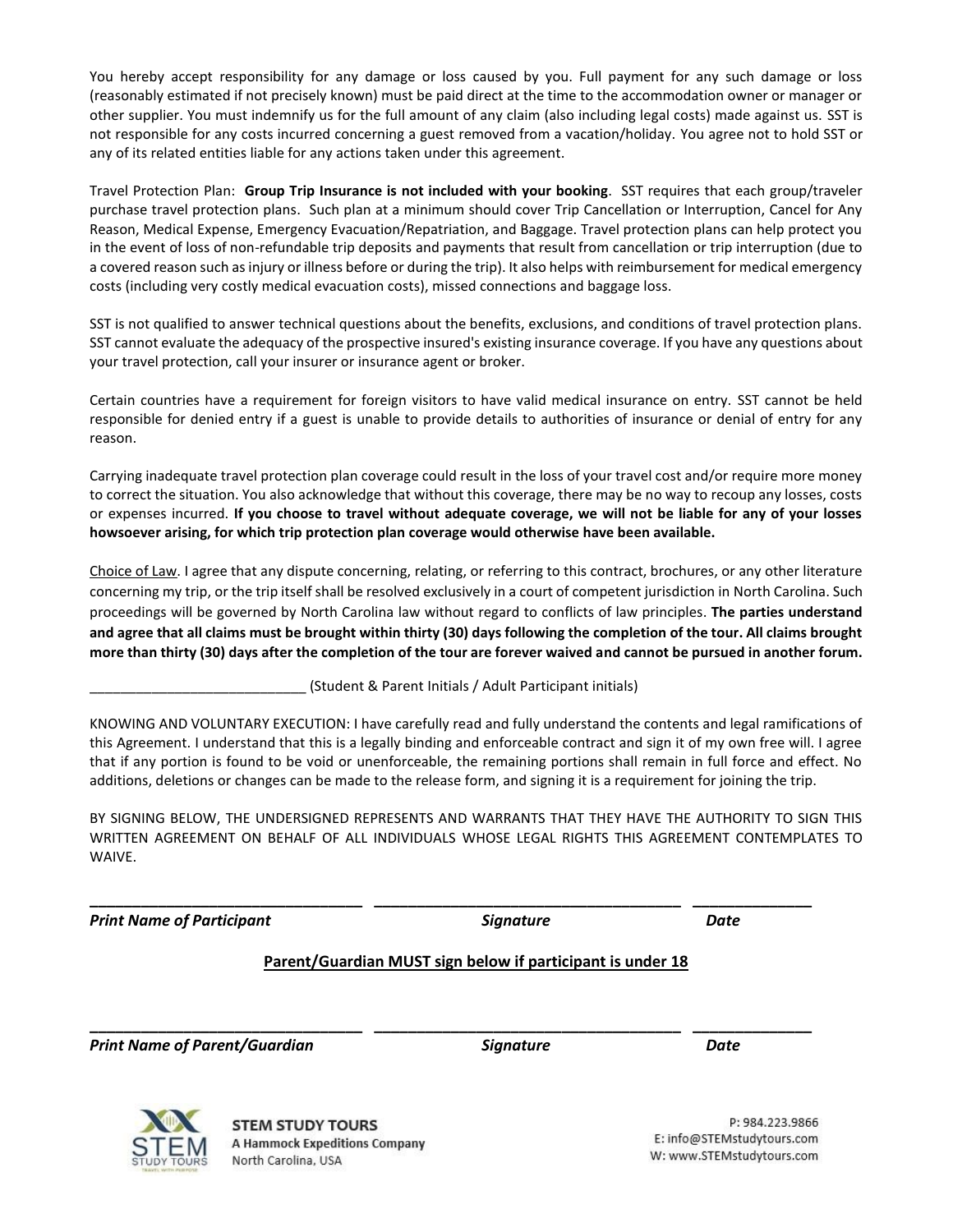You hereby accept responsibility for any damage or loss caused by you. Full payment for any such damage or loss (reasonably estimated if not precisely known) must be paid direct at the time to the accommodation owner or manager or other supplier. You must indemnify us for the full amount of any claim (also including legal costs) made against us. SST is not responsible for any costs incurred concerning a guest removed from a vacation/holiday. You agree not to hold SST or any of its related entities liable for any actions taken under this agreement.

Travel Protection Plan: **Group Trip Insurance is not included with your booking**. SST requires that each group/traveler purchase travel protection plans. Such plan at a minimum should cover Trip Cancellation or Interruption, Cancel for Any Reason, Medical Expense, Emergency Evacuation/Repatriation, and Baggage. Travel protection plans can help protect you in the event of loss of non-refundable trip deposits and payments that result from cancellation or trip interruption (due to a covered reason such as injury or illness before or during the trip). It also helps with reimbursement for medical emergency costs (including very costly medical evacuation costs), missed connections and baggage loss.

SST is not qualified to answer technical questions about the benefits, exclusions, and conditions of travel protection plans. SST cannot evaluate the adequacy of the prospective insured's existing insurance coverage. If you have any questions about your travel protection, call your insurer or insurance agent or broker.

Certain countries have a requirement for foreign visitors to have valid medical insurance on entry. SST cannot be held responsible for denied entry if a guest is unable to provide details to authorities of insurance or denial of entry for any reason.

Carrying inadequate travel protection plan coverage could result in the loss of your travel cost and/or require more money to correct the situation. You also acknowledge that without this coverage, there may be no way to recoup any losses, costs or expenses incurred. **If you choose to travel without adequate coverage, we will not be liable for any of your losses howsoever arising, for which trip protection plan coverage would otherwise have been available.**

Choice of Law. I agree that any dispute concerning, relating, or referring to this contract, brochures, or any other literature concerning my trip, or the trip itself shall be resolved exclusively in a court of competent jurisdiction in North Carolina. Such proceedings will be governed by North Carolina law without regard to conflicts of law principles. **The parties understand and agree that all claims must be brought within thirty (30) days following the completion of the tour. All claims brought more than thirty (30) days after the completion of the tour are forever waived and cannot be pursued in another forum.**

____________________________ (Student & Parent Initials / Adult Participant initials)

KNOWING AND VOLUNTARY EXECUTION: I have carefully read and fully understand the contents and legal ramifications of this Agreement. I understand that this is a legally binding and enforceable contract and sign it of my own free will. I agree that if any portion is found to be void or unenforceable, the remaining portions shall remain in full force and effect. No additions, deletions or changes can be made to the release form, and signing it is a requirement for joining the trip.

BY SIGNING BELOW, THE UNDERSIGNED REPRESENTS AND WARRANTS THAT THEY HAVE THE AUTHORITY TO SIGN THIS WRITTEN AGREEMENT ON BEHALF OF ALL INDIVIDUALS WHOSE LEGAL RIGHTS THIS AGREEMENT CONTEMPLATES TO WAIVE.

_________________________________ _____________________________________ ______________

***Print Name of Participant*** ***Signature*** ***Date***

**Parent/Guardian MUST sign below if participant is under 18**

_________________________________ _____________________________________ ______________

***Print Name of Parent/Guardian*** ***Signature*** ***Date***

**STEM STUDY TOURS**
**A Hammock Expeditions Company**
North Carolina, USA

P: 984.223.9866
E: info@STEMstudytours.com
W: www.STEMstudytours.com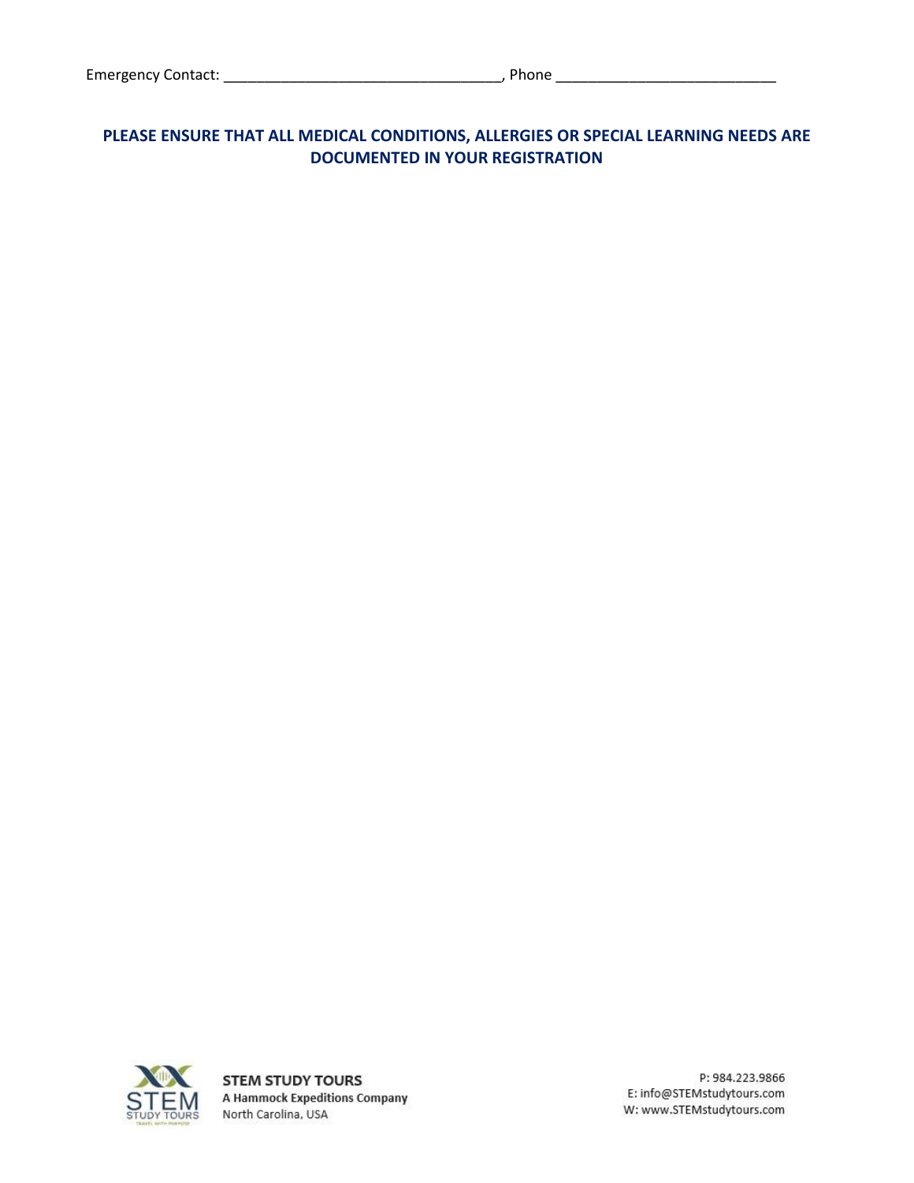Emergency Contact: ___________________________________, Phone ____________________________

**PLEASE ENSURE THAT ALL MEDICAL CONDITIONS, ALLERGIES OR SPECIAL LEARNING NEEDS ARE DOCUMENTED IN YOUR REGISTRATION**